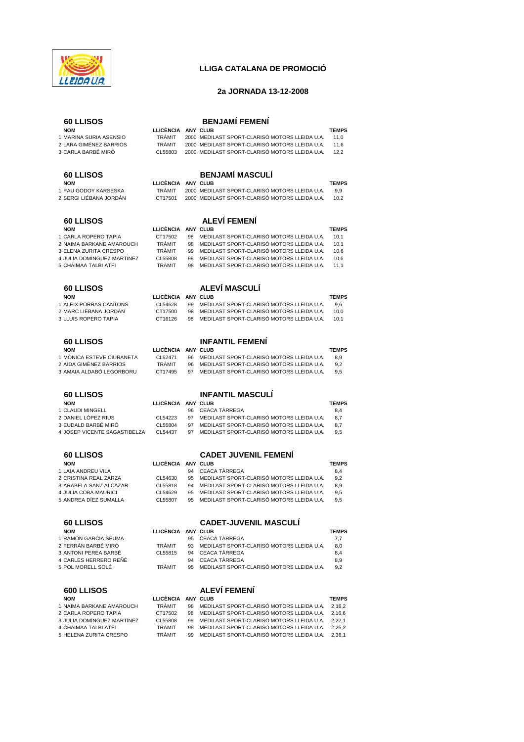# LLIGA CATALANA DE PROMOCIÓ

## 2a JORNADA 13-12-2008

### 60 LLISOS — BENJAMÍ FEMENÍ

| NOM | LLICÈNCIA | ANY | CLUB | TEMPS |
|---|---|---|---|---|
| 1 MARINA SURIA ASENSIO | TRÀMIT | 2000 | MEDILAST SPORT-CLARISÓ MOTORS LLEIDA U.A. | 11,0 |
| 2 LARA GIMÉNEZ BARRIOS | TRÀMIT | 2000 | MEDILAST SPORT-CLARISÓ MOTORS LLEIDA U.A. | 11,6 |
| 3 CARLA BARBÉ MIRÓ | CL55803 | 2000 | MEDILAST SPORT-CLARISÓ MOTORS LLEIDA U.A. | 12,2 |

### 60 LLISOS — BENJAMÍ MASCULÍ

| NOM | LLICÈNCIA | ANY | CLUB | TEMPS |
|---|---|---|---|---|
| 1 PAU GODOY KARSESKA | TRÀMIT | 2000 | MEDILAST SPORT-CLARISÓ MOTORS LLEIDA U.A. | 9,9 |
| 2 SERGI LIÉBANA JORDÁN | CT17501 | 2000 | MEDILAST SPORT-CLARISÓ MOTORS LLEIDA U.A. | 10,2 |

### 60 LLISOS — ALEVÍ FEMENÍ

| NOM | LLICÈNCIA | ANY | CLUB | TEMPS |
|---|---|---|---|---|
| 1 CARLA ROPERO TAPIA | CT17502 | 98 | MEDILAST SPORT-CLARISÓ MOTORS LLEIDA U.A. | 10,1 |
| 2 NAIMA BARKANE AMAROUCH | TRÀMIT | 98 | MEDILAST SPORT-CLARISÓ MOTORS LLEIDA U.A. | 10,1 |
| 3 ELENA ZURITA CRESPO | TRÀMIT | 99 | MEDILAST SPORT-CLARISÓ MOTORS LLEIDA U.A. | 10,6 |
| 4 JÚLIA DOMÍNGUEZ MARTÍNEZ | CL55808 | 99 | MEDILAST SPORT-CLARISÓ MOTORS LLEIDA U.A. | 10,6 |
| 5 CHAIMAA TALBI ATFI | TRÀMIT | 98 | MEDILAST SPORT-CLARISÓ MOTORS LLEIDA U.A. | 11,1 |

### 60 LLISOS — ALEVÍ MASCULÍ

| NOM | LLICÈNCIA | ANY | CLUB | TEMPS |
|---|---|---|---|---|
| 1 ALEIX PORRAS CANTONS | CL54628 | 99 | MEDILAST SPORT-CLARISÓ MOTORS LLEIDA U.A. | 9,6 |
| 2 MARC LIÉBANA JORDÁN | CT17500 | 98 | MEDILAST SPORT-CLARISÓ MOTORS LLEIDA U.A. | 10,0 |
| 3 LLUIS ROPERO TAPIA | CT16126 | 98 | MEDILAST SPORT-CLARISÓ MOTORS LLEIDA U.A. | 10,1 |

### 60 LLISOS — INFANTIL FEMENÍ

| NOM | LLICÈNCIA | ANY | CLUB | TEMPS |
|---|---|---|---|---|
| 1 MÒNICA ESTEVE CIURANETA | CL52471 | 96 | MEDILAST SPORT-CLARISÓ MOTORS LLEIDA U.A. | 8,9 |
| 2 AIDA GIMÉNEZ BARRIOS | TRÀMIT | 96 | MEDILAST SPORT-CLARISÓ MOTORS LLEIDA U.A. | 9,2 |
| 3 AMAIA ALDABÓ LEGORBORU | CT17495 | 97 | MEDILAST SPORT-CLARISÓ MOTORS LLEIDA U.A. | 9,5 |

### 60 LLISOS — INFANTIL MASCULÍ

| NOM | LLICÈNCIA | ANY | CLUB | TEMPS |
|---|---|---|---|---|
| 1 CLAUDI MINGELL | | 96 | CEACA TÀRREGA | 8,4 |
| 2 DANIEL LÓPEZ RIUS | CL54223 | 97 | MEDILAST SPORT-CLARISÓ MOTORS LLEIDA U.A. | 8,7 |
| 3 EUDALD BARBÉ MIRÓ | CL55804 | 97 | MEDILAST SPORT-CLARISÓ MOTORS LLEIDA U.A. | 8,7 |
| 4 JOSEP VICENTE SAGASTIBELZA | CL54437 | 97 | MEDILAST SPORT-CLARISÓ MOTORS LLEIDA U.A. | 9,5 |

### 60 LLISOS — CADET JUVENIL FEMENÍ

| NOM | LLICÈNCIA | ANY | CLUB | TEMPS |
|---|---|---|---|---|
| 1 LAIA ANDREU VILA | | 94 | CEACA TÀRREGA | 8,4 |
| 2 CRISTINA REAL ZARZA | CL54630 | 95 | MEDILAST SPORT-CLARISÓ MOTORS LLEIDA U.A. | 9,2 |
| 3 ARABELA SANZ ALCÁZAR | CL55818 | 94 | MEDILAST SPORT-CLARISÓ MOTORS LLEIDA U.A. | 8,9 |
| 4 JÚLIA COBA MAURICI | CL54629 | 95 | MEDILAST SPORT-CLARISÓ MOTORS LLEIDA U.A. | 9,5 |
| 5 ANDREA DÍEZ SUMALLA | CL55807 | 95 | MEDILAST SPORT-CLARISÓ MOTORS LLEIDA U.A. | 9,5 |

### 60 LLISOS — CADET-JUVENIL MASCULÍ

| NOM | LLICÈNCIA | ANY | CLUB | TEMPS |
|---|---|---|---|---|
| 1 RAMÓN GARCÍA SEUMA | | 95 | CEACA TÀRREGA | 7,7 |
| 2 FERRÀN BARBÉ MIRÓ | TRÀMIT | 93 | MEDILAST SPORT-CLARISÓ MOTORS LLEIDA U.A. | 8,0 |
| 3 ANTONI PEREA BARBÉ | CL55815 | 94 | CEACA TÀRREGA | 8,4 |
| 4 CARLES HERRERO REÑÉ | | 94 | CEACA TÀRREGA | 8,9 |
| 5 POL MORELL SOLÉ | TRÀMIT | 95 | MEDILAST SPORT-CLARISÓ MOTORS LLEIDA U.A. | 9,2 |

### 600 LLISOS — ALEVÍ FEMENÍ

| NOM | LLICÈNCIA | ANY | CLUB | TEMPS |
|---|---|---|---|---|
| 1 NAIMA BARKANE AMAROUCH | TRÀMIT | 98 | MEDILAST SPORT-CLARISÓ MOTORS LLEIDA U.A. | 2,16,2 |
| 2 CARLA ROPERO TAPIA | CT17502 | 98 | MEDILAST SPORT-CLARISÓ MOTORS LLEIDA U.A. | 2,16,6 |
| 3 JULIA DOMÍNGUEZ MARTÍNEZ | CL55808 | 99 | MEDILAST SPORT-CLARISÓ MOTORS LLEIDA U.A. | 2,22,1 |
| 4 CHAIMAA TALBI ATFI | TRÀMIT | 98 | MEDILAST SPORT-CLARISÓ MOTORS LLEIDA U.A. | 2,25,2 |
| 5 HELENA ZURITA CRESPO | TRÀMIT | 99 | MEDILAST SPORT-CLARISÓ MOTORS LLEIDA U.A. | 2,36,1 |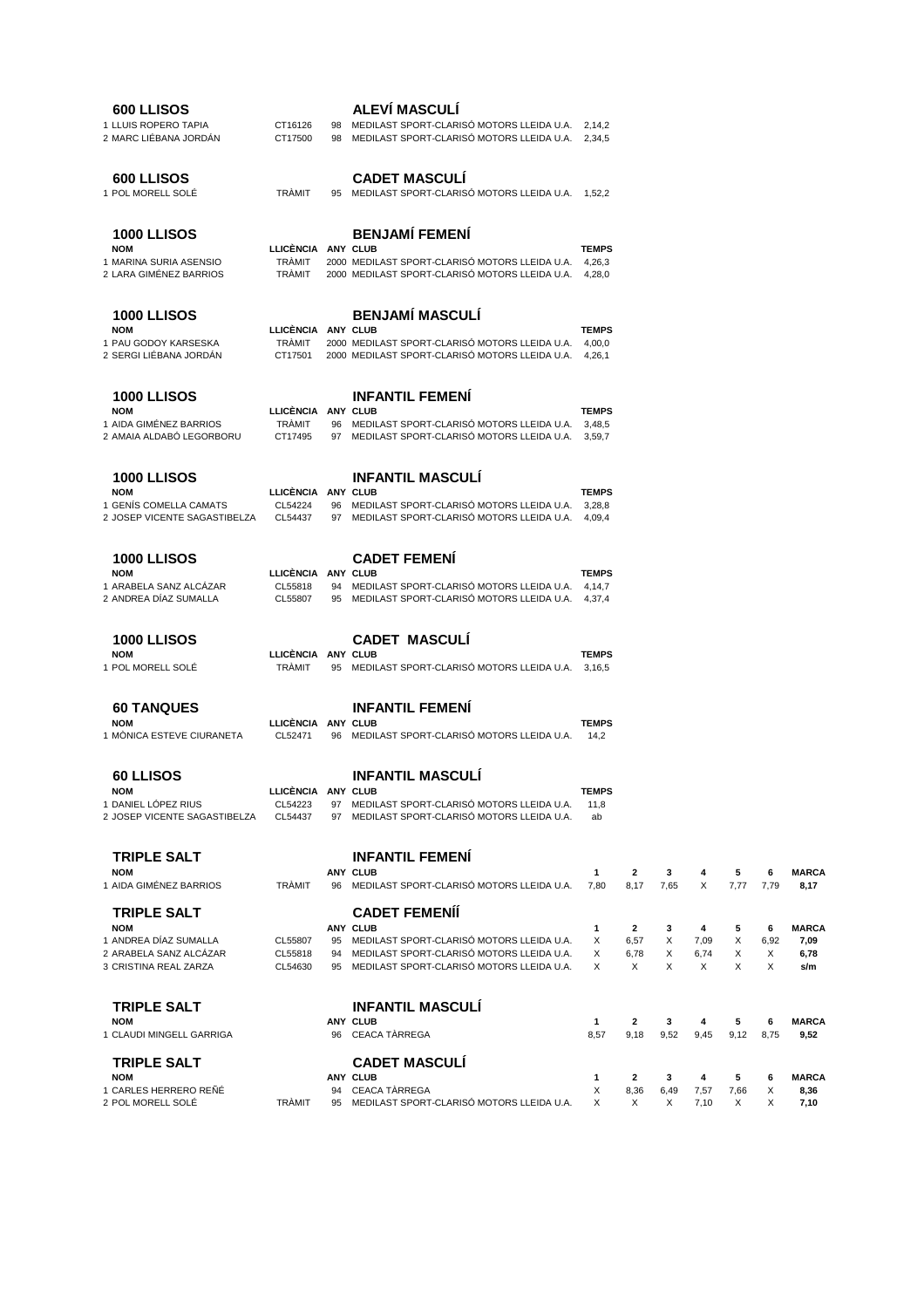## 600 LLISOS — ALEVÍ MASCULÍ

| | | | | |
|---|---|---|---|---|
| 1 LLUIS ROPERO TAPIA | CT16126 | 98 | MEDILAST SPORT-CLARISÓ MOTORS LLEIDA U.A. | 2,14,2 |
| 2 MARC LIÉBANA JORDÁN | CT17500 | 98 | MEDILAST SPORT-CLARISÓ MOTORS LLEIDA U.A. | 2,34,5 |

## 600 LLISOS — CADET MASCULÍ

| | | | | |
|---|---|---|---|---|
| 1 POL MORELL SOLÉ | TRÀMIT | 95 | MEDILAST SPORT-CLARISÓ MOTORS LLEIDA U.A. | 1,52,2 |

## 1000 LLISOS — BENJAMÍ FEMENÍ

| NOM | LLICÈNCIA | ANY | CLUB | TEMPS |
|---|---|---|---|---|
| 1 MARINA SURIA ASENSIO | TRÀMIT | 2000 | MEDILAST SPORT-CLARISÓ MOTORS LLEIDA U.A. | 4,26,3 |
| 2 LARA GIMÉNEZ BARRIOS | TRÀMIT | 2000 | MEDILAST SPORT-CLARISÓ MOTORS LLEIDA U.A. | 4,28,0 |

## 1000 LLISOS — BENJAMÍ MASCULÍ

| NOM | LLICÈNCIA | ANY | CLUB | TEMPS |
|---|---|---|---|---|
| 1 PAU GODOY KARSESKA | TRÀMIT | 2000 | MEDILAST SPORT-CLARISÓ MOTORS LLEIDA U.A. | 4,00,0 |
| 2 SERGI LIÉBANA JORDÁN | CT17501 | 2000 | MEDILAST SPORT-CLARISÓ MOTORS LLEIDA U.A. | 4,26,1 |

## 1000 LLISOS — INFANTIL FEMENÍ

| NOM | LLICÈNCIA | ANY | CLUB | TEMPS |
|---|---|---|---|---|
| 1 AIDA GIMÉNEZ BARRIOS | TRÀMIT | 96 | MEDILAST SPORT-CLARISÓ MOTORS LLEIDA U.A. | 3,48,5 |
| 2 AMAIA ALDABÓ LEGORBORU | CT17495 | 97 | MEDILAST SPORT-CLARISÓ MOTORS LLEIDA U.A. | 3,59,7 |

## 1000 LLISOS — INFANTIL MASCULÍ

| NOM | LLICÈNCIA | ANY | CLUB | TEMPS |
|---|---|---|---|---|
| 1 GENÍS COMELLA CAMATS | CL54224 | 96 | MEDILAST SPORT-CLARISÓ MOTORS LLEIDA U.A. | 3,28,8 |
| 2 JOSEP VICENTE SAGASTIBELZA | CL54437 | 97 | MEDILAST SPORT-CLARISÓ MOTORS LLEIDA U.A. | 4,09,4 |

## 1000 LLISOS — CADET FEMENÍ

| NOM | LLICÈNCIA | ANY | CLUB | TEMPS |
|---|---|---|---|---|
| 1 ARABELA SANZ ALCÁZAR | CL55818 | 94 | MEDILAST SPORT-CLARISÓ MOTORS LLEIDA U.A. | 4,14,7 |
| 2 ANDREA DÍAZ SUMALLA | CL55807 | 95 | MEDILAST SPORT-CLARISÓ MOTORS LLEIDA U.A. | 4,37,4 |

## 1000 LLISOS — CADET MASCULÍ

| NOM | LLICÈNCIA | ANY | CLUB | TEMPS |
|---|---|---|---|---|
| 1 POL MORELL SOLÉ | TRÀMIT | 95 | MEDILAST SPORT-CLARISÓ MOTORS LLEIDA U.A. | 3,16,5 |

## 60 TANQUES — INFANTIL FEMENÍ

| NOM | LLICÈNCIA | ANY | CLUB | TEMPS |
|---|---|---|---|---|
| 1 MÒNICA ESTEVE CIURANETA | CL52471 | 96 | MEDILAST SPORT-CLARISÓ MOTORS LLEIDA U.A. | 14,2 |

## 60 LLISOS — INFANTIL MASCULÍ

| NOM | LLICÈNCIA | ANY | CLUB | TEMPS |
|---|---|---|---|---|
| 1 DANIEL LÓPEZ RIUS | CL54223 | 97 | MEDILAST SPORT-CLARISÓ MOTORS LLEIDA U.A. | 11,8 |
| 2 JOSEP VICENTE SAGASTIBELZA | CL54437 | 97 | MEDILAST SPORT-CLARISÓ MOTORS LLEIDA U.A. | ab |

## TRIPLE SALT — INFANTIL FEMENÍ

| NOM | | ANY | CLUB | 1 | 2 | 3 | 4 | 5 | 6 | MARCA |
|---|---|---|---|---|---|---|---|---|---|---|
| 1 AIDA GIMÉNEZ BARRIOS | TRÀMIT | 96 | MEDILAST SPORT-CLARISÓ MOTORS LLEIDA U.A. | 7,80 | 8,17 | 7,65 | X | 7,77 | 7,79 | **8,17** |

## TRIPLE SALT — CADET FEMENÍÍ

| NOM | | ANY | CLUB | 1 | 2 | 3 | 4 | 5 | 6 | MARCA |
|---|---|---|---|---|---|---|---|---|---|---|
| 1 ANDREA DÍAZ SUMALLA | CL55807 | 95 | MEDILAST SPORT-CLARISÓ MOTORS LLEIDA U.A. | X | 6,57 | X | 7,09 | X | 6,92 | **7,09** |
| 2 ARABELA SANZ ALCÁZAR | CL55818 | 94 | MEDILAST SPORT-CLARISÓ MOTORS LLEIDA U.A. | X | 6,78 | X | 6,74 | X | X | **6,78** |
| 3 CRISTINA REAL ZARZA | CL54630 | 95 | MEDILAST SPORT-CLARISÓ MOTORS LLEIDA U.A. | X | X | X | X | X | X | **s/m** |

## TRIPLE SALT — INFANTIL MASCULÍ

| NOM | | ANY | CLUB | 1 | 2 | 3 | 4 | 5 | 6 | MARCA |
|---|---|---|---|---|---|---|---|---|---|---|
| 1 CLAUDI MINGELL GARRIGA | | 96 | CEACA TÀRREGA | 8,57 | 9,18 | 9,52 | 9,45 | 9,12 | 8,75 | **9,52** |

## TRIPLE SALT — CADET MASCULÍ

| NOM | | ANY | CLUB | 1 | 2 | 3 | 4 | 5 | 6 | MARCA |
|---|---|---|---|---|---|---|---|---|---|---|
| 1 CARLES HERRERO REÑÉ | | 94 | CEACA TÀRREGA | X | 8,36 | 6,49 | 7,57 | 7,66 | X | **8,36** |
| 2 POL MORELL SOLÉ | TRÀMIT | 95 | MEDILAST SPORT-CLARISÓ MOTORS LLEIDA U.A. | X | X | X | 7,10 | X | X | **7,10** |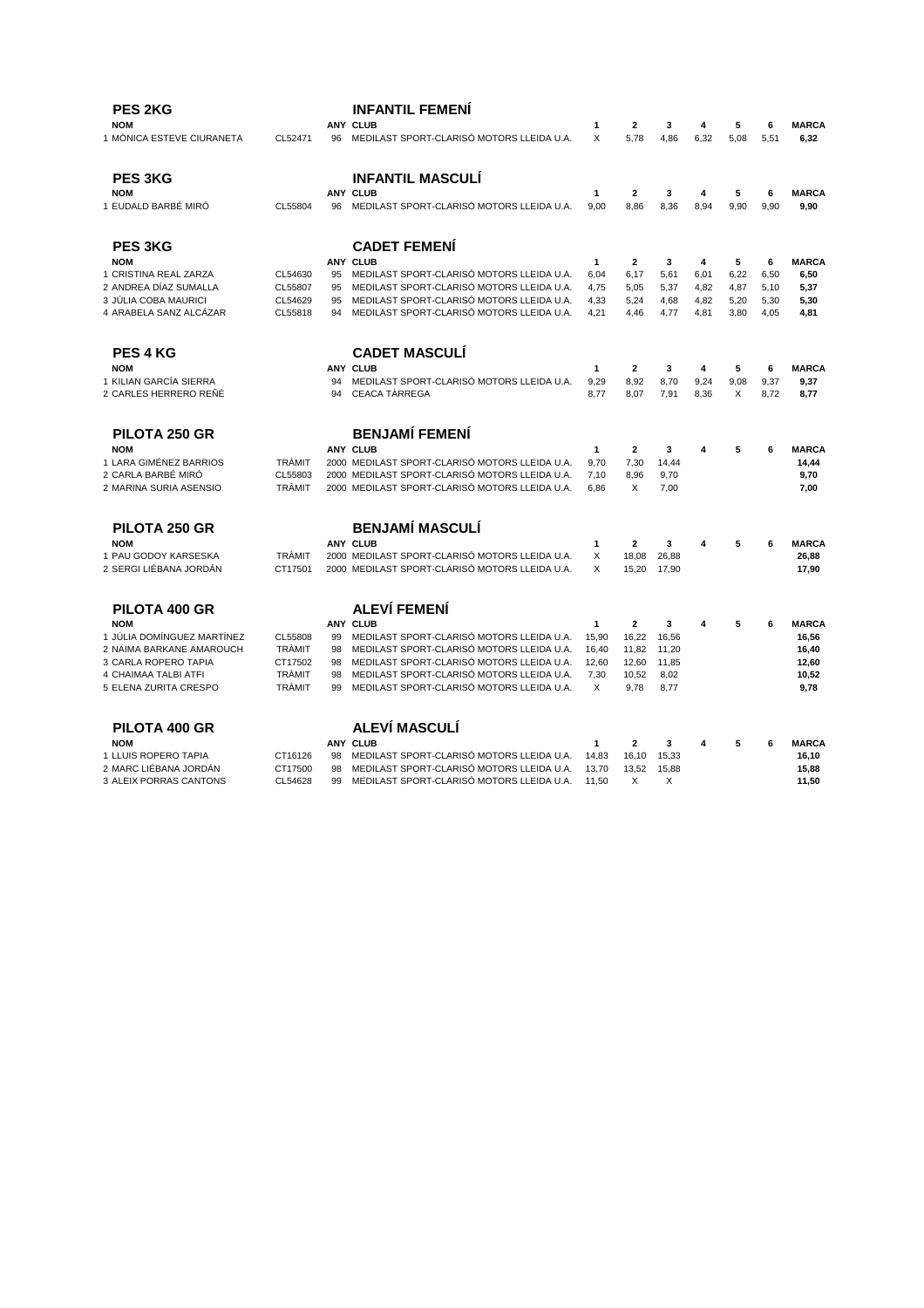## PES 2KG — INFANTIL FEMENÍ

| | NOM | | ANY | CLUB | 1 | 2 | 3 | 4 | 5 | 6 | MARCA |
|---|---|---|---|---|---|---|---|---|---|---|---|
| 1 | MÒNICA ESTEVE CIURANETA | CL52471 | 96 | MEDILAST SPORT-CLARISÓ MOTORS LLEIDA U.A. | X | 5,78 | 4,86 | 6,32 | 5,08 | 5,51 | **6,32** |

## PES 3KG — INFANTIL MASCULÍ

| | NOM | | ANY | CLUB | 1 | 2 | 3 | 4 | 5 | 6 | MARCA |
|---|---|---|---|---|---|---|---|---|---|---|---|
| 1 | EUDALD BARBÉ MIRÓ | CL55804 | 96 | MEDILAST SPORT-CLARISÓ MOTORS LLEIDA U.A. | 9,00 | 8,86 | 8,36 | 8,94 | 9,90 | 9,90 | **9,90** |

## PES 3KG — CADET FEMENÍ

| | NOM | | ANY | CLUB | 1 | 2 | 3 | 4 | 5 | 6 | MARCA |
|---|---|---|---|---|---|---|---|---|---|---|---|
| 1 | CRISTINA REAL ZARZA | CL54630 | 95 | MEDILAST SPORT-CLARISÓ MOTORS LLEIDA U.A. | 6,04 | 6,17 | 5,61 | 6,01 | 6,22 | 6,50 | **6,50** |
| 2 | ANDREA DÍAZ SUMALLA | CL55807 | 95 | MEDILAST SPORT-CLARISÓ MOTORS LLEIDA U.A. | 4,75 | 5,05 | 5,37 | 4,82 | 4,87 | 5,10 | **5,37** |
| 3 | JÚLIA COBA MAURICI | CL54629 | 95 | MEDILAST SPORT-CLARISÓ MOTORS LLEIDA U.A. | 4,33 | 5,24 | 4,68 | 4,82 | 5,20 | 5,30 | **5,30** |
| 4 | ARABELA SANZ ALCÁZAR | CL55818 | 94 | MEDILAST SPORT-CLARISÓ MOTORS LLEIDA U.A. | 4,21 | 4,46 | 4,77 | 4,81 | 3,80 | 4,05 | **4,81** |

## PES 4 KG — CADET MASCULÍ

| | NOM | | ANY | CLUB | 1 | 2 | 3 | 4 | 5 | 6 | MARCA |
|---|---|---|---|---|---|---|---|---|---|---|---|
| 1 | KILIAN GARCÍA SIERRA | | 94 | MEDILAST SPORT-CLARISÓ MOTORS LLEIDA U.A. | 9,29 | 8,92 | 8,70 | 9,24 | 9,08 | 9,37 | **9,37** |
| 2 | CARLES HERRERO REÑÉ | | 94 | CEACA TÀRREGA | 8,77 | 8,07 | 7,91 | 8,36 | X | 8,72 | **8,77** |

## PILOTA 250 GR — BENJAMÍ FEMENÍ

| | NOM | | ANY | CLUB | 1 | 2 | 3 | 4 | 5 | 6 | MARCA |
|---|---|---|---|---|---|---|---|---|---|---|---|
| 1 | LARA GIMÉNEZ BARRIOS | TRÀMIT | 2000 | MEDILAST SPORT-CLARISÓ MOTORS LLEIDA U.A. | 9,70 | 7,30 | 14,44 | | | | **14,44** |
| 2 | CARLA BARBÉ MIRÓ | CL55803 | 2000 | MEDILAST SPORT-CLARISÓ MOTORS LLEIDA U.A. | 7,10 | 8,96 | 9,70 | | | | **9,70** |
| 2 | MARINA SURIA ASENSIO | TRÀMIT | 2000 | MEDILAST SPORT-CLARISÓ MOTORS LLEIDA U.A. | 6,86 | X | 7,00 | | | | **7,00** |

## PILOTA 250 GR — BENJAMÍ MASCULÍ

| | NOM | | ANY | CLUB | 1 | 2 | 3 | 4 | 5 | 6 | MARCA |
|---|---|---|---|---|---|---|---|---|---|---|---|
| 1 | PAU GODOY KARSESKA | TRÀMIT | 2000 | MEDILAST SPORT-CLARISÓ MOTORS LLEIDA U.A. | X | 18,08 | 26,88 | | | | **26,88** |
| 2 | SERGI LIÉBANA JORDÁN | CT17501 | 2000 | MEDILAST SPORT-CLARISÓ MOTORS LLEIDA U.A. | X | 15,20 | 17,90 | | | | **17,90** |

## PILOTA 400 GR — ALEVÍ FEMENÍ

| | NOM | | ANY | CLUB | 1 | 2 | 3 | 4 | 5 | 6 | MARCA |
|---|---|---|---|---|---|---|---|---|---|---|---|
| 1 | JÚLIA DOMÍNGUEZ MARTÍNEZ | CL55808 | 99 | MEDILAST SPORT-CLARISÓ MOTORS LLEIDA U.A. | 15,90 | 16,22 | 16,56 | | | | **16,56** |
| 2 | NAIMA BARKANE AMAROUCH | TRÀMIT | 98 | MEDILAST SPORT-CLARISÓ MOTORS LLEIDA U.A. | 16,40 | 11,82 | 11,20 | | | | **16,40** |
| 3 | CARLA ROPERO TAPIA | CT17502 | 98 | MEDILAST SPORT-CLARISÓ MOTORS LLEIDA U.A. | 12,60 | 12,60 | 11,85 | | | | **12,60** |
| 4 | CHAIMAA TALBI ATFI | TRÀMIT | 98 | MEDILAST SPORT-CLARISÓ MOTORS LLEIDA U.A. | 7,30 | 10,52 | 8,02 | | | | **10,52** |
| 5 | ELENA ZURITA CRESPO | TRÀMIT | 99 | MEDILAST SPORT-CLARISÓ MOTORS LLEIDA U.A. | X | 9,78 | 8,77 | | | | **9,78** |

## PILOTA 400 GR — ALEVÍ MASCULÍ

| | NOM | | ANY | CLUB | 1 | 2 | 3 | 4 | 5 | 6 | MARCA |
|---|---|---|---|---|---|---|---|---|---|---|---|
| 1 | LLUIS ROPERO TAPIA | CT16126 | 98 | MEDILAST SPORT-CLARISÓ MOTORS LLEIDA U.A. | 14,83 | 16,10 | 15,33 | | | | **16,10** |
| 2 | MARC LIÉBANA JORDÁN | CT17500 | 98 | MEDILAST SPORT-CLARISÓ MOTORS LLEIDA U.A. | 13,70 | 13,52 | 15,88 | | | | **15,88** |
| 3 | ALEIX PORRAS CANTONS | CL54628 | 99 | MEDILAST SPORT-CLARISÓ MOTORS LLEIDA U.A. | 11,50 | X | X | | | | **11,50** |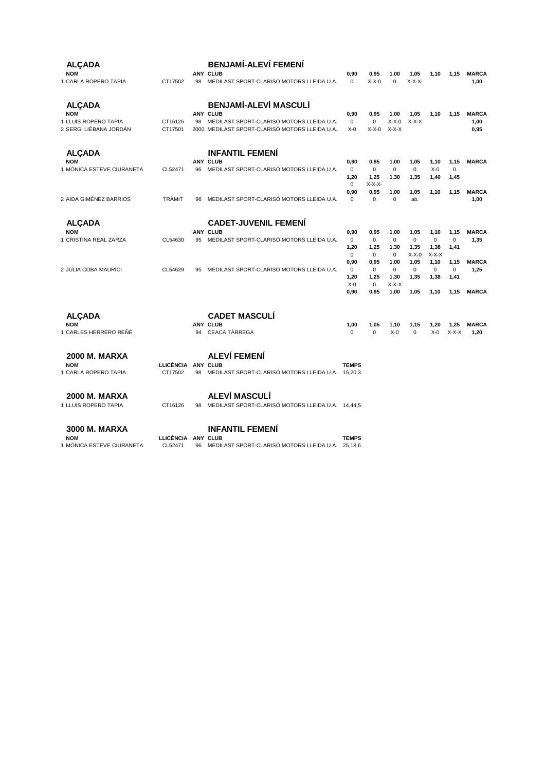## ALÇADA — BENJAMÍ-ALEVÍ FEMENÍ

| NOM | | ANY | CLUB | 0,90 | 0,95 | 1.00 | 1,05 | 1,10 | 1,15 | MARCA |
|---|---|---|---|---|---|---|---|---|---|---|
| 1 CARLA ROPERO TAPIA | CT17502 | 98 | MEDILAST SPORT-CLARISÓ MOTORS LLEIDA U.A. | 0 | X-X-0 | 0 | X-X-X- | | | 1,00 |

## ALÇADA — BENJAMÍ-ALEVÍ MASCULÍ

| NOM | | ANY | CLUB | 0,90 | 0,95 | 1.00 | 1,05 | 1,10 | 1,15 | MARCA |
|---|---|---|---|---|---|---|---|---|---|---|
| 1 LLUIS ROPERO TAPIA | CT16126 | 98 | MEDILAST SPORT-CLARISÓ MOTORS LLEIDA U.A. | 0 | 0 | X-X-0 | X-X-X | | | 1,00 |
| 2 SERGI LIÉBANA JORDÁN | CT17501 | 2000 | MEDILAST SPORT-CLARISÓ MOTORS LLEIDA U.A. | X-0 | X-X-0 | X-X-X | | | | 0,95 |

## ALÇADA — INFANTIL FEMENÍ

| NOM | | ANY | CLUB | | | | | | | MARCA |
|---|---|---|---|---|---|---|---|---|---|---|
| | | | | 0,90 | 0,95 | 1,00 | 1,05 | 1,10 | 1,15 | |
| 1 MÒNICA ESTEVE CIURANETA | CL52471 | 96 | MEDILAST SPORT-CLARISÓ MOTORS LLEIDA U.A. | 0 | 0 | 0 | 0 | X-0 | 0 | |
| | | | | 1,20 | 1,25 | 1,30 | 1,35 | 1,40 | 1,45 | |
| | | | | 0 | X-X-X- | | | | | |
| | | | | 0,90 | 0,95 | 1,00 | 1,05 | 1,10 | 1,15 | MARCA |
| 2 AIDA GIMÉNEZ BARRIOS | TRÀMIT | 96 | MEDILAST SPORT-CLARISÓ MOTORS LLEIDA U.A. | 0 | 0 | 0 | ab. | | | 1,00 |

## ALÇADA — CADET-JUVENIL FEMENÍ

| NOM | | ANY | CLUB | | | | | | | MARCA |
|---|---|---|---|---|---|---|---|---|---|---|
| | | | | 0,90 | 0,95 | 1,00 | 1,05 | 1,10 | 1,15 | |
| 1 CRISTINA REAL ZARZA | CL54630 | 95 | MEDILAST SPORT-CLARISÓ MOTORS LLEIDA U.A. | 0 | 0 | 0 | 0 | 0 | 0 | 1,35 |
| | | | | 1,20 | 1,25 | 1,30 | 1,35 | 1,38 | 1,41 | |
| | | | | 0 | 0 | 0 | X-X-0 | X-X-X | | |
| | | | | 0,90 | 0,95 | 1,00 | 1,05 | 1,10 | 1,15 | MARCA |
| 2 JÚLIA COBA MAURICI | CL54629 | 95 | MEDILAST SPORT-CLARISÓ MOTORS LLEIDA U.A. | 0 | 0 | 0 | 0 | 0 | 0 | 1,25 |
| | | | | 1,20 | 1,25 | 1,30 | 1,35 | 1,38 | 1,41 | |
| | | | | X-0 | 0 | X-X-X | | | | |
| | | | | 0,90 | 0,95 | 1,00 | 1,05 | 1,10 | 1,15 | MARCA |

## ALÇADA — CADET MASCULÍ

| NOM | | ANY | CLUB | 1,00 | 1,05 | 1,10 | 1,15 | 1,20 | 1,25 | MARCA |
|---|---|---|---|---|---|---|---|---|---|---|
| 1 CARLES HERRERO REÑÉ | | 94 | CEACA TÀRREGA | 0 | 0 | X-0 | 0 | X-0 | X-X-X | 1,20 |

## 2000 M. MARXA — ALEVÍ FEMENÍ

| NOM | LLICÈNCIA | ANY | CLUB | TEMPS |
|---|---|---|---|---|
| 1 CARLA ROPERO TAPIA | CT17502 | 98 | MEDILAST SPORT-CLARISÓ MOTORS LLEIDA U.A. | 15,20,3 |

## 2000 M. MARXA — ALEVÍ MASCULÍ

| NOM | LLICÈNCIA | ANY | CLUB | TEMPS |
|---|---|---|---|---|
| 1 LLUIS ROPERO TAPIA | CT16126 | 98 | MEDILAST SPORT-CLARISÓ MOTORS LLEIDA U.A. | 14,44,5 |

## 3000 M. MARXA — INFANTIL FEMENÍ

| NOM | LLICÈNCIA | ANY | CLUB | TEMPS |
|---|---|---|---|---|
| 1 MÒNICA ESTEVE CIURANETA | CL52471 | 96 | MEDILAST SPORT-CLARISÓ MOTORS LLEIDA U.A. | 25,18,6 |